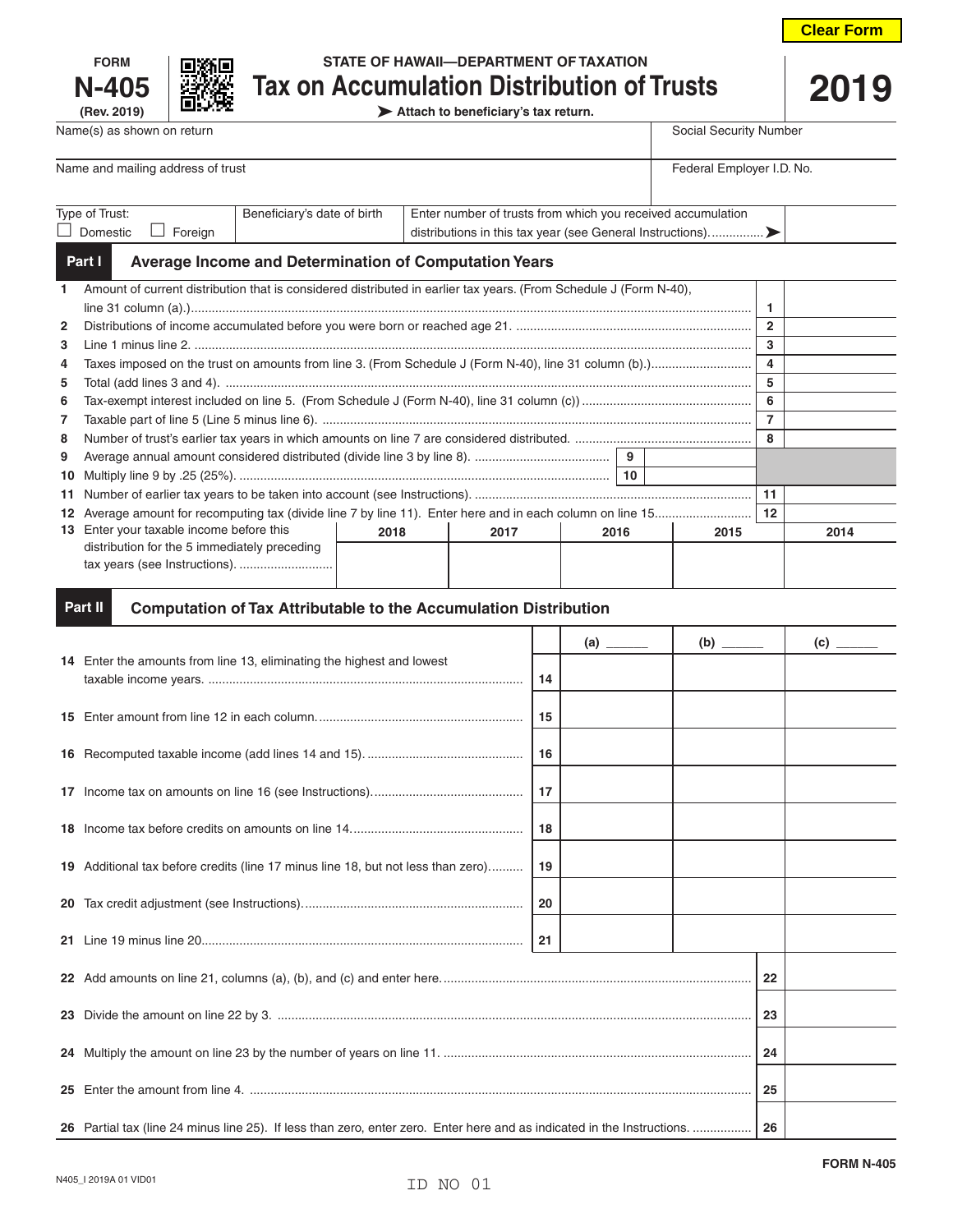FORM **N-405** (Rev. 2019)

STATE OF HAWAII—DEPARTMENT OF TAXATION

# Tax on Accumulation Distribution of Trusts

**2019**

➤ Attach to beneficiary's tax return.

| Name(s) as shown on return | | Social Security Number |
|---|---|---|
| Name and mailing address of trust | | Federal Employer I.D. No. |
| Type of Trust: ☐ Domestic ☐ Foreign | Beneficiary's date of birth | Enter number of trusts from which you received accumulation distributions in this tax year (see General Instructions)...............➤ |

## Part I Average Income and Determination of Computation Years

| | | | | | |
|---|---|---|---|---|---|
| 1 | Amount of current distribution that is considered distributed in earlier tax years. (From Schedule J (Form N-40), line 31 column (a).) | | | 1 | |
| 2 | Distributions of income accumulated before you were born or reached age 21. | | | 2 | |
| 3 | Line 1 minus line 2. | | | 3 | |
| 4 | Taxes imposed on the trust on amounts from line 3. (From Schedule J (Form N-40), line 31 column (b).) | | | 4 | |
| 5 | Total (add lines 3 and 4). | | | 5 | |
| 6 | Tax-exempt interest included on line 5. (From Schedule J (Form N-40), line 31 column (c)) | | | 6 | |
| 7 | Taxable part of line 5 (Line 5 minus line 6). | | | 7 | |
| 8 | Number of trust's earlier tax years in which amounts on line 7 are considered distributed. | | | 8 | |
| 9 | Average annual amount considered distributed (divide line 3 by line 8). | 9 | | | |
| 10 | Multiply line 9 by .25 (25%). | 10 | | | |
| 11 | Number of earlier tax years to be taken into account (see Instructions). | | | 11 | |
| 12 | Average amount for recomputing tax (divide line 7 by line 11). Enter here and in each column on line 15. | | | 12 | |

| 13 Enter your taxable income before this distribution for the 5 immediately preceding tax years (see Instructions). | 2018 | 2017 | 2016 | 2015 | 2014 |
|---|---|---|---|---|---|
| | | | | | |

## Part II Computation of Tax Attributable to the Accumulation Distribution

| | | | (a) ______ | (b) ______ | (c) ______ |
|---|---|---|---|---|---|
| 14 | Enter the amounts from line 13, eliminating the highest and lowest taxable income years. | 14 | | | |
| 15 | Enter amount from line 12 in each column. | 15 | | | |
| 16 | Recomputed taxable income (add lines 14 and 15). | 16 | | | |
| 17 | Income tax on amounts on line 16 (see Instructions). | 17 | | | |
| 18 | Income tax before credits on amounts on line 14. | 18 | | | |
| 19 | Additional tax before credits (line 17 minus line 18, but not less than zero) | 19 | | | |
| 20 | Tax credit adjustment (see Instructions). | 20 | | | |
| 21 | Line 19 minus line 20. | 21 | | | |

| | | | |
|---|---|---|---|
| 22 | Add amounts on line 21, columns (a), (b), and (c) and enter here. | 22 | |
| 23 | Divide the amount on line 22 by 3. | 23 | |
| 24 | Multiply the amount on line 23 by the number of years on line 11. | 24 | |
| 25 | Enter the amount from line 4. | 25 | |
| 26 | Partial tax (line 24 minus line 25). If less than zero, enter zero. Enter here and as indicated in the Instructions. | 26 | |

N405_I 2019A 01 VID01

ID NO 01

FORM N-405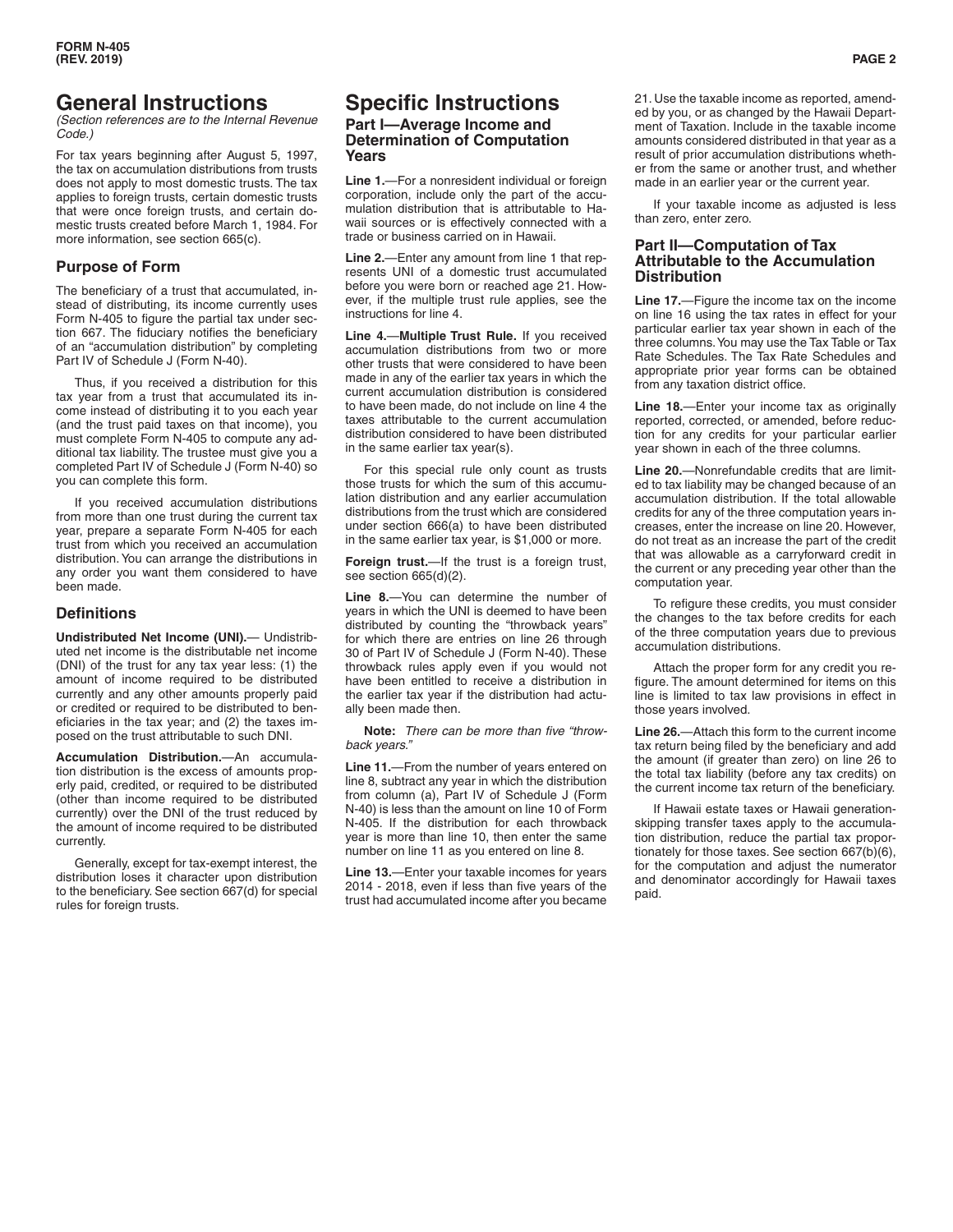# General Instructions

*(Section references are to the Internal Revenue Code.)*

For tax years beginning after August 5, 1997, the tax on accumulation distributions from trusts does not apply to most domestic trusts. The tax applies to foreign trusts, certain domestic trusts that were once foreign trusts, and certain domestic trusts created before March 1, 1984. For more information, see section 665(c).

## Purpose of Form

The beneficiary of a trust that accumulated, instead of distributing, its income currently uses Form N-405 to figure the partial tax under section 667. The fiduciary notifies the beneficiary of an "accumulation distribution" by completing Part IV of Schedule J (Form N-40).

Thus, if you received a distribution for this tax year from a trust that accumulated its income instead of distributing it to you each year (and the trust paid taxes on that income), you must complete Form N-405 to compute any additional tax liability. The trustee must give you a completed Part IV of Schedule J (Form N-40) so you can complete this form.

If you received accumulation distributions from more than one trust during the current tax year, prepare a separate Form N-405 for each trust from which you received an accumulation distribution. You can arrange the distributions in any order you want them considered to have been made.

## Definitions

**Undistributed Net Income (UNI).**— Undistributed net income is the distributable net income (DNI) of the trust for any tax year less: (1) the amount of income required to be distributed currently and any other amounts properly paid or credited or required to be distributed to beneficiaries in the tax year; and (2) the taxes imposed on the trust attributable to such DNI.

**Accumulation Distribution.**—An accumulation distribution is the excess of amounts properly paid, credited, or required to be distributed (other than income required to be distributed currently) over the DNI of the trust reduced by the amount of income required to be distributed currently.

Generally, except for tax-exempt interest, the distribution loses it character upon distribution to the beneficiary. See section 667(d) for special rules for foreign trusts.

# Specific Instructions

## Part I—Average Income and Determination of Computation Years

**Line 1.**—For a nonresident individual or foreign corporation, include only the part of the accumulation distribution that is attributable to Hawaii sources or is effectively connected with a trade or business carried on in Hawaii.

**Line 2.**—Enter any amount from line 1 that represents UNI of a domestic trust accumulated before you were born or reached age 21. However, if the multiple trust rule applies, see the instructions for line 4.

**Line 4.**—**Multiple Trust Rule.** If you received accumulation distributions from two or more other trusts that were considered to have been made in any of the earlier tax years in which the current accumulation distribution is considered to have been made, do not include on line 4 the taxes attributable to the current accumulation distribution considered to have been distributed in the same earlier tax year(s).

For this special rule only count as trusts those trusts for which the sum of this accumulation distribution and any earlier accumulation distributions from the trust which are considered under section 666(a) to have been distributed in the same earlier tax year, is $1,000 or more.

**Foreign trust.**—If the trust is a foreign trust, see section 665(d)(2).

**Line 8.**—You can determine the number of years in which the UNI is deemed to have been distributed by counting the "throwback years" for which there are entries on line 26 through 30 of Part IV of Schedule J (Form N-40). These throwback rules apply even if you would not have been entitled to receive a distribution in the earlier tax year if the distribution had actually been made then.

**Note:** *There can be more than five "throwback years."*

**Line 11.**—From the number of years entered on line 8, subtract any year in which the distribution from column (a), Part IV of Schedule J (Form N-40) is less than the amount on line 10 of Form N-405. If the distribution for each throwback year is more than line 10, then enter the same number on line 11 as you entered on line 8.

**Line 13.**—Enter your taxable incomes for years 2014 - 2018, even if less than five years of the trust had accumulated income after you became 21. Use the taxable income as reported, amended by you, or as changed by the Hawaii Department of Taxation. Include in the taxable income amounts considered distributed in that year as a result of prior accumulation distributions whether from the same or another trust, and whether made in an earlier year or the current year.

If your taxable income as adjusted is less than zero, enter zero.

## Part II—Computation of Tax Attributable to the Accumulation Distribution

**Line 17.**—Figure the income tax on the income on line 16 using the tax rates in effect for your particular earlier tax year shown in each of the three columns. You may use the Tax Table or Tax Rate Schedules. The Tax Rate Schedules and appropriate prior year forms can be obtained from any taxation district office.

**Line 18.**—Enter your income tax as originally reported, corrected, or amended, before reduction for any credits for your particular earlier year shown in each of the three columns.

**Line 20.**—Nonrefundable credits that are limited to tax liability may be changed because of an accumulation distribution. If the total allowable credits for any of the three computation years increases, enter the increase on line 20. However, do not treat as an increase the part of the credit that was allowable as a carryforward credit in the current or any preceding year other than the computation year.

To refigure these credits, you must consider the changes to the tax before credits for each of the three computation years due to previous accumulation distributions.

Attach the proper form for any credit you refigure. The amount determined for items on this line is limited to tax law provisions in effect in those years involved.

**Line 26.**—Attach this form to the current income tax return being filed by the beneficiary and add the amount (if greater than zero) on line 26 to the total tax liability (before any tax credits) on the current income tax return of the beneficiary.

If Hawaii estate taxes or Hawaii generation-skipping transfer taxes apply to the accumulation distribution, reduce the partial tax proportionately for those taxes. See section 667(b)(6), for the computation and adjust the numerator and denominator accordingly for Hawaii taxes paid.